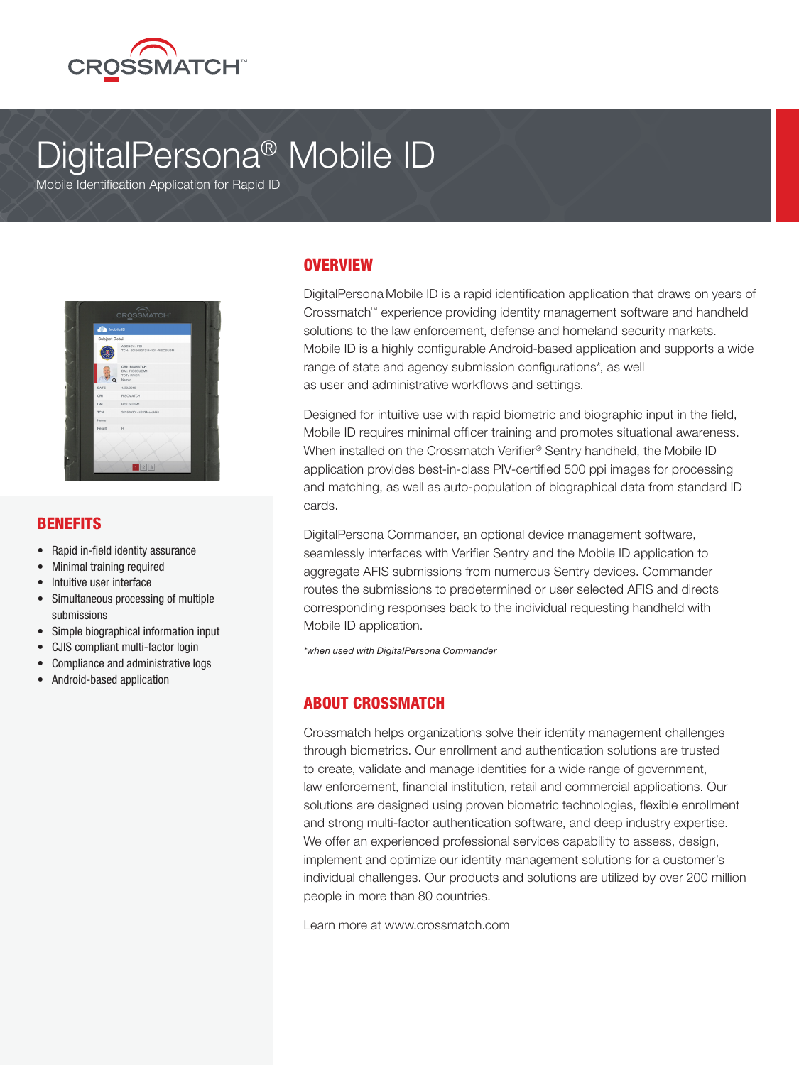CROSSMATCH™

# DigitalPersona® Mobile ID

Mobile Identification Application for Rapid ID

## OVERVIEW

DigitalPersona Mobile ID is a rapid identification application that draws on years of Crossmatch™ experience providing identity management software and handheld solutions to the law enforcement, defense and homeland security markets. Mobile ID is a highly configurable Android-based application and supports a wide range of state and agency submission configurations*, as well as user and administrative workflows and settings.

Designed for intuitive use with rapid biometric and biographic input in the field, Mobile ID requires minimal officer training and promotes situational awareness. When installed on the Crossmatch Verifier® Sentry handheld, the Mobile ID application provides best-in-class PIV-certified 500 ppi images for processing and matching, as well as auto-population of biographical data from standard ID cards.

DigitalPersona Commander, an optional device management software, seamlessly interfaces with Verifier Sentry and the Mobile ID application to aggregate AFIS submissions from numerous Sentry devices. Commander routes the submissions to predetermined or user selected AFIS and directs corresponding responses back to the individual requesting handheld with Mobile ID application.

*\*when used with DigitalPersona Commander*

## BENEFITS

- Rapid in-field identity assurance
- Minimal training required
- Intuitive user interface
- Simultaneous processing of multiple submissions
- Simple biographical information input
- CJIS compliant multi-factor login
- Compliance and administrative logs
- Android-based application

## ABOUT CROSSMATCH

Crossmatch helps organizations solve their identity management challenges through biometrics. Our enrollment and authentication solutions are trusted to create, validate and manage identities for a wide range of government, law enforcement, financial institution, retail and commercial applications. Our solutions are designed using proven biometric technologies, flexible enrollment and strong multi-factor authentication software, and deep industry expertise. We offer an experienced professional services capability to assess, design, implement and optimize our identity management solutions for a customer's individual challenges. Our products and solutions are utilized by over 200 million people in more than 80 countries.

Learn more at www.crossmatch.com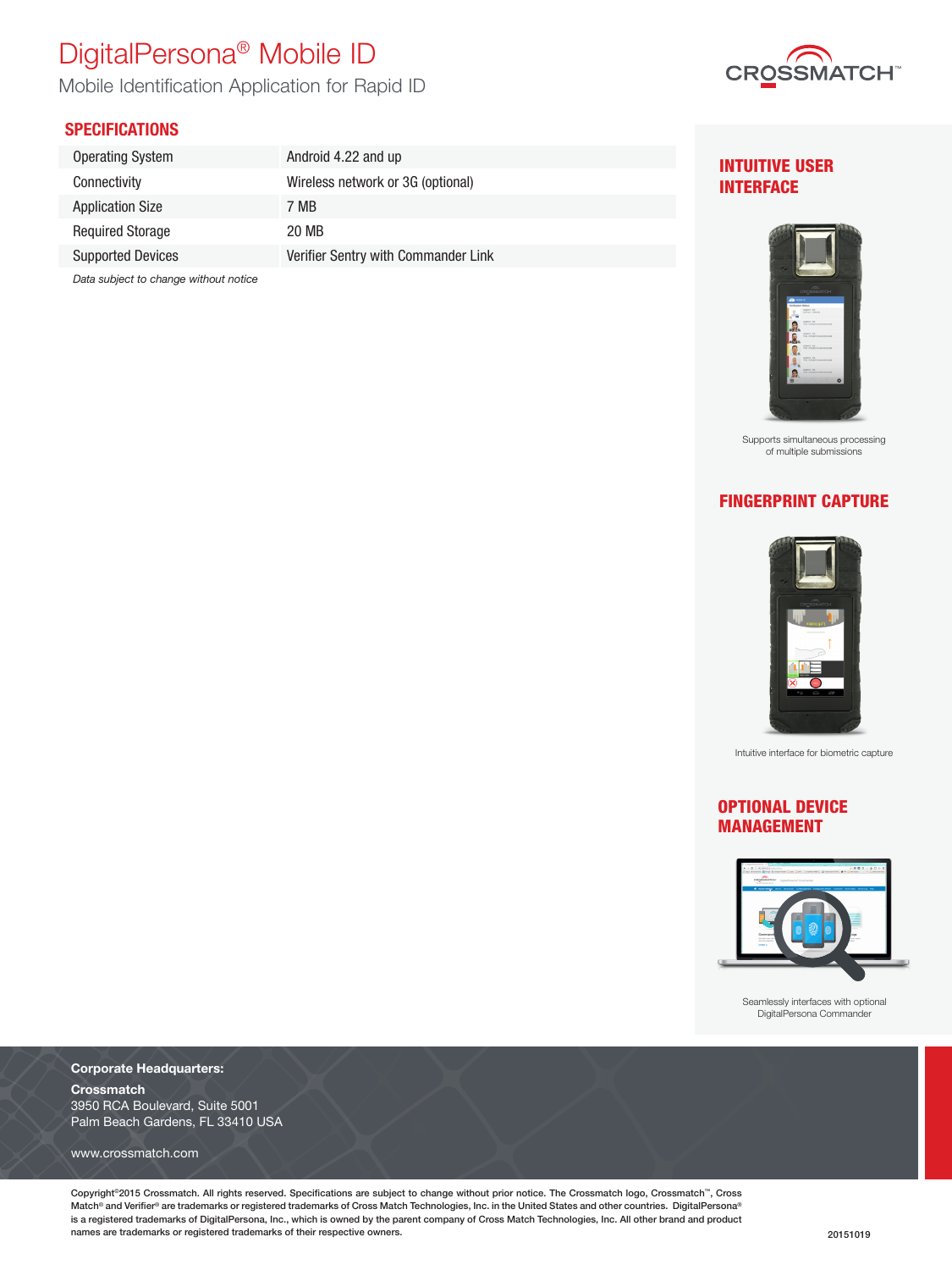# DigitalPersona® Mobile ID

Mobile Identification Application for Rapid ID

## SPECIFICATIONS

| | |
|---|---|
| Operating System | Android 4.22 and up |
| Connectivity | Wireless network or 3G (optional) |
| Application Size | 7 MB |
| Required Storage | 20 MB |
| Supported Devices | Verifier Sentry with Commander Link |

*Data subject to change without notice*

## INTUITIVE USER INTERFACE

Supports simultaneous processing of multiple submissions

## FINGERPRINT CAPTURE

Intuitive interface for biometric capture

## OPTIONAL DEVICE MANAGEMENT

Seamlessly interfaces with optional DigitalPersona Commander

**Corporate Headquarters:**

**Crossmatch**
3950 RCA Boulevard, Suite 5001
Palm Beach Gardens, FL 33410 USA

www.crossmatch.com

Copyright©2015 Crossmatch. All rights reserved. Specifications are subject to change without prior notice. The Crossmatch logo, Crossmatch™, Cross Match® and Verifier® are trademarks or registered trademarks of Cross Match Technologies, Inc. in the United States and other countries. DigitalPersona® is a registered trademarks of DigitalPersona, Inc., which is owned by the parent company of Cross Match Technologies, Inc. All other brand and product names are trademarks or registered trademarks of their respective owners.

20151019